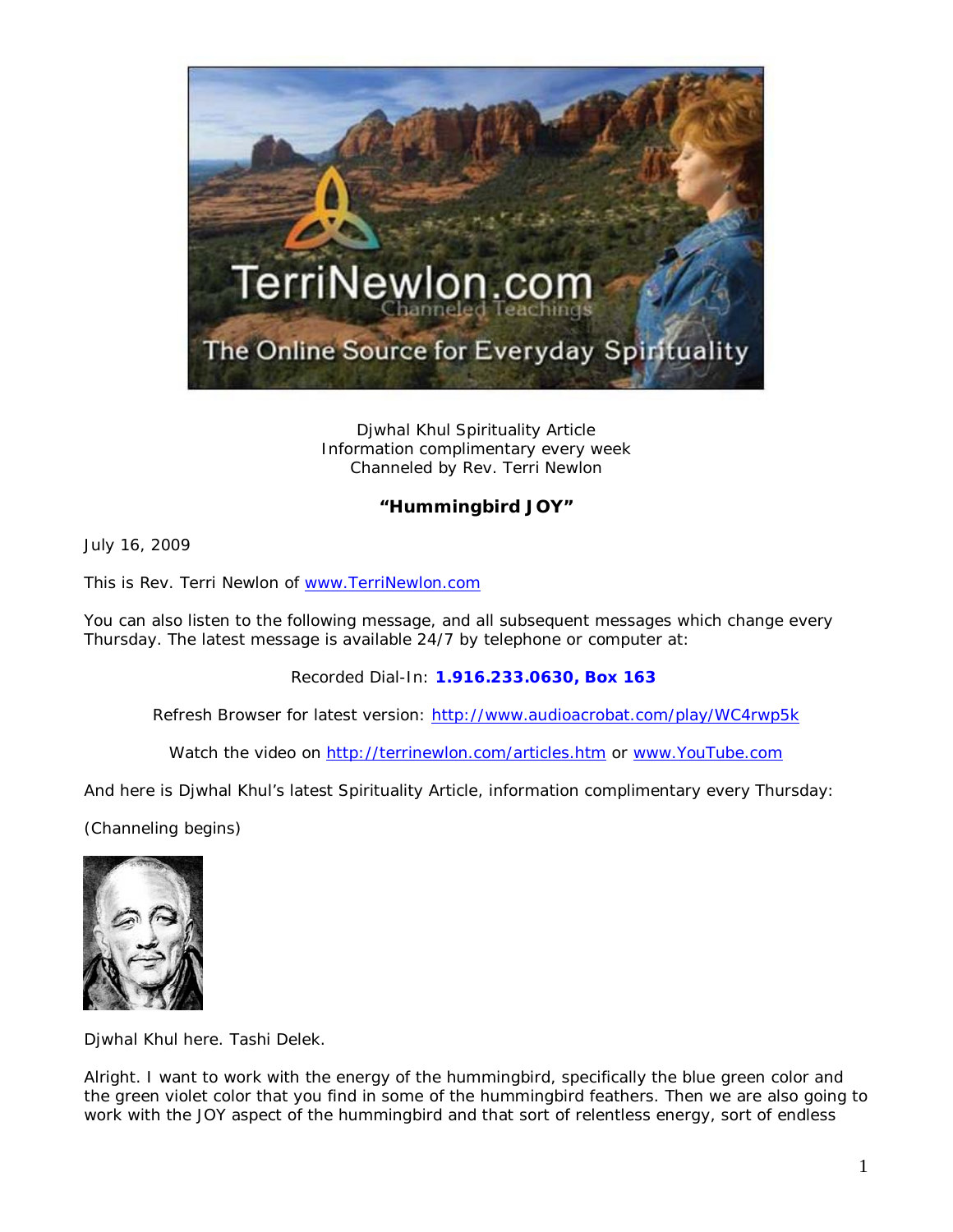Djwhal Khul Spirituality Article
Information complimentary every week
Channeled by Rev. Terri Newlon

**"Hummingbird JOY"**

July 16, 2009

This is Rev. Terri Newlon of www.TerriNewlon.com

You can also listen to the following message, and all subsequent messages which change every Thursday. The latest message is available 24/7 by telephone or computer at:

Recorded Dial-In: **1.916.233.0630, Box 163**

Refresh Browser for latest version: http://www.audioacrobat.com/play/WC4rwp5k

Watch the video on http://terrinewlon.com/articles.htm or www.YouTube.com

And here is Djwhal Khul's latest Spirituality Article, information complimentary every Thursday:

(Channeling begins)

Djwhal Khul here. Tashi Delek.

Alright. I want to work with the energy of the hummingbird, specifically the blue green color and the green violet color that you find in some of the hummingbird feathers. Then we are also going to work with the JOY aspect of the hummingbird and that sort of relentless energy, sort of endless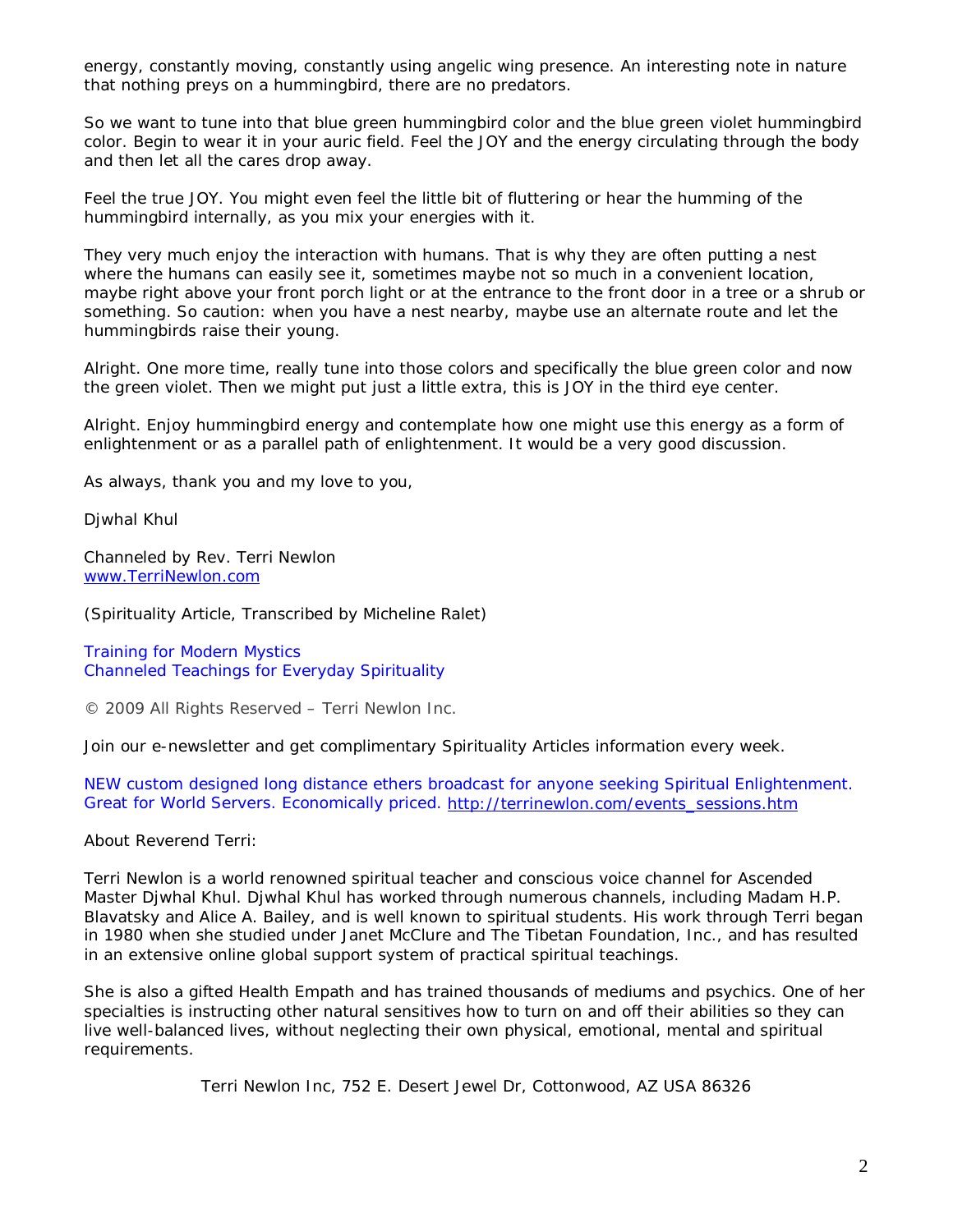energy, constantly moving, constantly using angelic wing presence. An interesting note in nature that nothing preys on a hummingbird, there are no predators.

So we want to tune into that blue green hummingbird color and the blue green violet hummingbird color. Begin to wear it in your auric field. Feel the JOY and the energy circulating through the body and then let all the cares drop away.

Feel the true JOY. You might even feel the little bit of fluttering or hear the humming of the hummingbird internally, as you mix your energies with it.

They very much enjoy the interaction with humans. That is why they are often putting a nest where the humans can easily see it, sometimes maybe not so much in a convenient location, maybe right above your front porch light or at the entrance to the front door in a tree or a shrub or something. So caution: when you have a nest nearby, maybe use an alternate route and let the hummingbirds raise their young.

Alright. One more time, really tune into those colors and specifically the blue green color and now the green violet. Then we might put just a little extra, this is JOY in the third eye center.

Alright. Enjoy hummingbird energy and contemplate how one might use this energy as a form of enlightenment or as a parallel path of enlightenment. It would be a very good discussion.

As always, thank you and my love to you,

Djwhal Khul

Channeled by Rev. Terri Newlon
www.TerriNewlon.com

(Spirituality Article, Transcribed by Micheline Ralet)

Training for Modern Mystics
Channeled Teachings for Everyday Spirituality

© 2009 All Rights Reserved – Terri Newlon Inc.

Join our e-newsletter and get complimentary Spirituality Articles information every week.

NEW custom designed long distance ethers broadcast for anyone seeking Spiritual Enlightenment. Great for World Servers. Economically priced. http://terrinewlon.com/events_sessions.htm

About Reverend Terri:

Terri Newlon is a world renowned spiritual teacher and conscious voice channel for Ascended Master Djwhal Khul. Djwhal Khul has worked through numerous channels, including Madam H.P. Blavatsky and Alice A. Bailey, and is well known to spiritual students. His work through Terri began in 1980 when she studied under Janet McClure and The Tibetan Foundation, Inc., and has resulted in an extensive online global support system of practical spiritual teachings.

She is also a gifted Health Empath and has trained thousands of mediums and psychics. One of her specialties is instructing other natural sensitives how to turn on and off their abilities so they can live well-balanced lives, without neglecting their own physical, emotional, mental and spiritual requirements.

Terri Newlon Inc, 752 E. Desert Jewel Dr, Cottonwood, AZ USA 86326